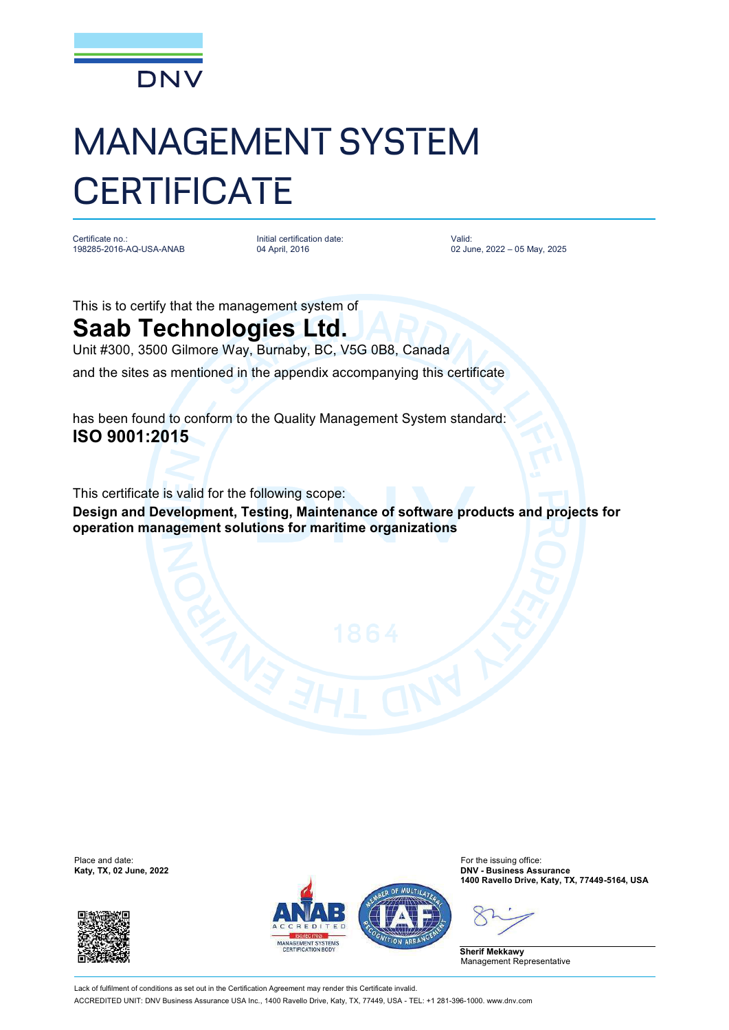DNV

# MANAGEMENT SYSTEM CERTIFICATE

| Certificate no.: | Initial certification date: | Valid: |
|---|---|---|
| 198285-2016-AQ-USA-ANAB | 04 April, 2016 | 02 June, 2022 – 05 May, 2025 |

This is to certify that the management system of

## Saab Technologies Ltd.

Unit #300, 3500 Gilmore Way, Burnaby, BC, V5G 0B8, Canada

and the sites as mentioned in the appendix accompanying this certificate

has been found to conform to the Quality Management System standard:

**ISO 9001:2015**

This certificate is valid for the following scope:

**Design and Development, Testing, Maintenance of software products and projects for operation management solutions for maritime organizations**

Place and date:
**Katy, TX, 02 June, 2022**

For the issuing office:
**DNV - Business Assurance**
**1400 Ravello Drive, Katy, TX, 77449-5164, USA**

**Sherif Mekkawy**
Management Representative

Lack of fulfilment of conditions as set out in the Certification Agreement may render this Certificate invalid.

ACCREDITED UNIT: DNV Business Assurance USA Inc., 1400 Ravello Drive, Katy, TX, 77449, USA - TEL: +1 281-396-1000. www.dnv.com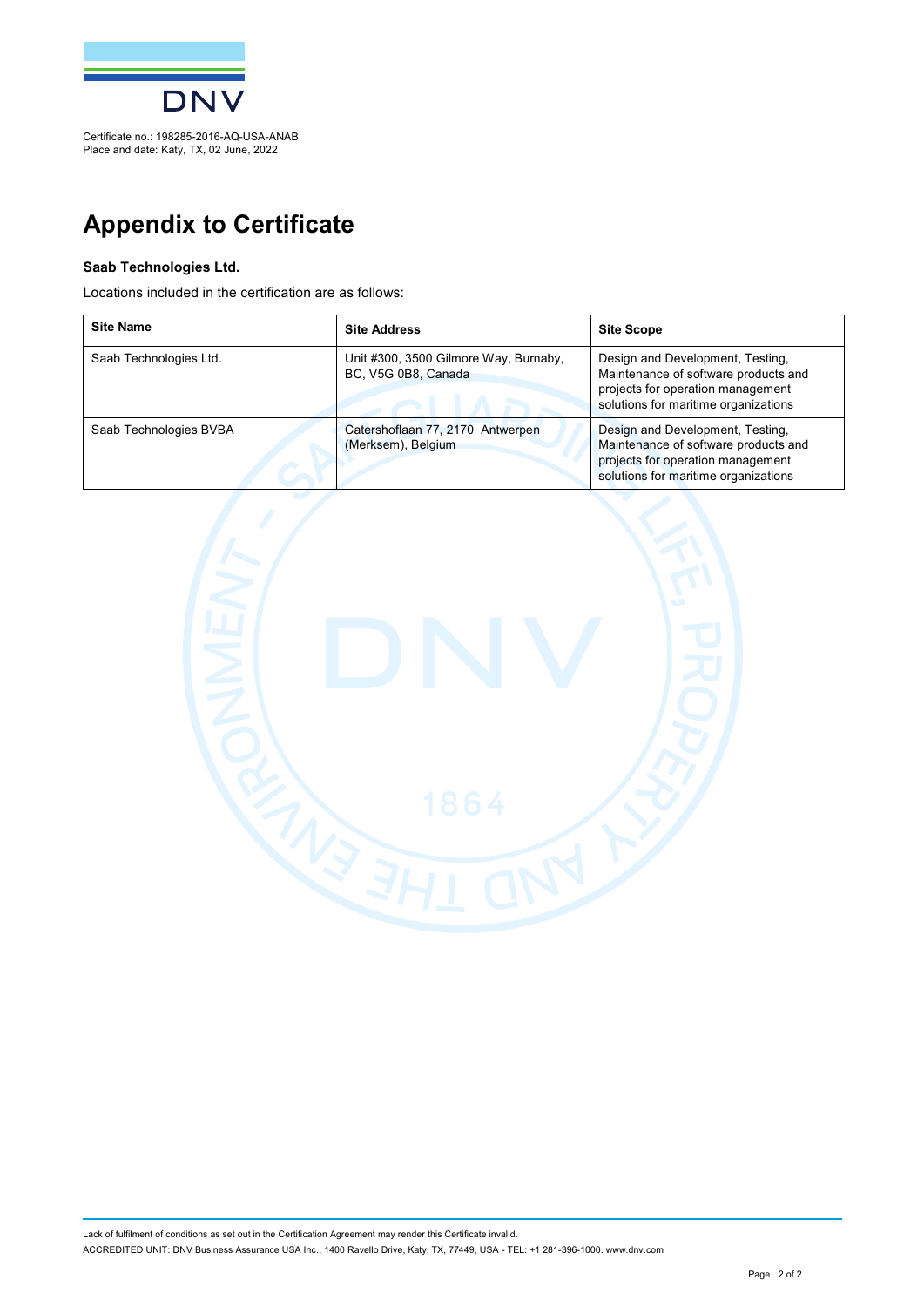Certificate no.: 198285-2016-AQ-USA-ANAB
Place and date: Katy, TX, 02 June, 2022

# Appendix to Certificate

**Saab Technologies Ltd.**

Locations included in the certification are as follows:

| Site Name | Site Address | Site Scope |
|---|---|---|
| Saab Technologies Ltd. | Unit #300, 3500 Gilmore Way, Burnaby, BC, V5G 0B8, Canada | Design and Development, Testing, Maintenance of software products and projects for operation management solutions for maritime organizations |
| Saab Technologies BVBA | Catershoflaan 77, 2170 Antwerpen (Merksem), Belgium | Design and Development, Testing, Maintenance of software products and projects for operation management solutions for maritime organizations |

Lack of fulfilment of conditions as set out in the Certification Agreement may render this Certificate invalid.

ACCREDITED UNIT: DNV Business Assurance USA Inc., 1400 Ravello Drive, Katy, TX, 77449, USA - TEL: +1 281-396-1000. www.dnv.com